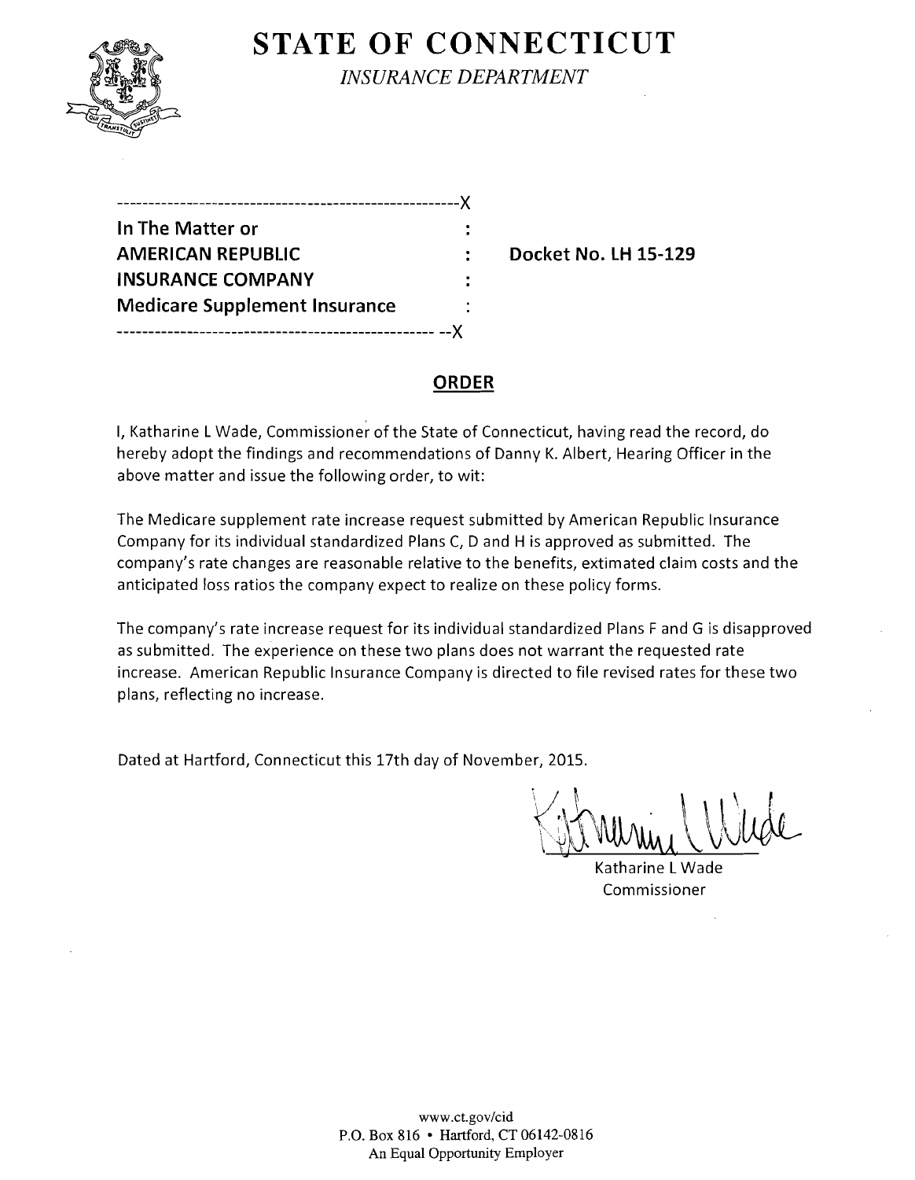# STATE OF CONNECTICUT

*INSURANCE DEPARTMENT*

```
------------------------------------------------------X
In The Matter or                        :
AMERICAN REPUBLIC                       :    Docket No. LH 15-129
INSURANCE COMPANY                       :
Medicare Supplement Insurance           :
-------------------------------------------------- --X
```

## ORDER

I, Katharine L Wade, Commissioner of the State of Connecticut, having read the record, do hereby adopt the findings and recommendations of Danny K. Albert, Hearing Officer in the above matter and issue the following order, to wit:

The Medicare supplement rate increase request submitted by American Republic Insurance Company for its individual standardized Plans C, D and H is approved as submitted. The company's rate changes are reasonable relative to the benefits, extimated claim costs and the anticipated loss ratios the company expect to realize on these policy forms.

The company's rate increase request for its individual standardized Plans F and G is disapproved as submitted. The experience on these two plans does not warrant the requested rate increase. American Republic Insurance Company is directed to file revised rates for these two plans, reflecting no increase.

Dated at Hartford, Connecticut this 17th day of November, 2015.

Katharine L Wade
Commissioner

www.ct.gov/cid
P.O. Box 816 • Hartford, CT 06142-0816
An Equal Opportunity Employer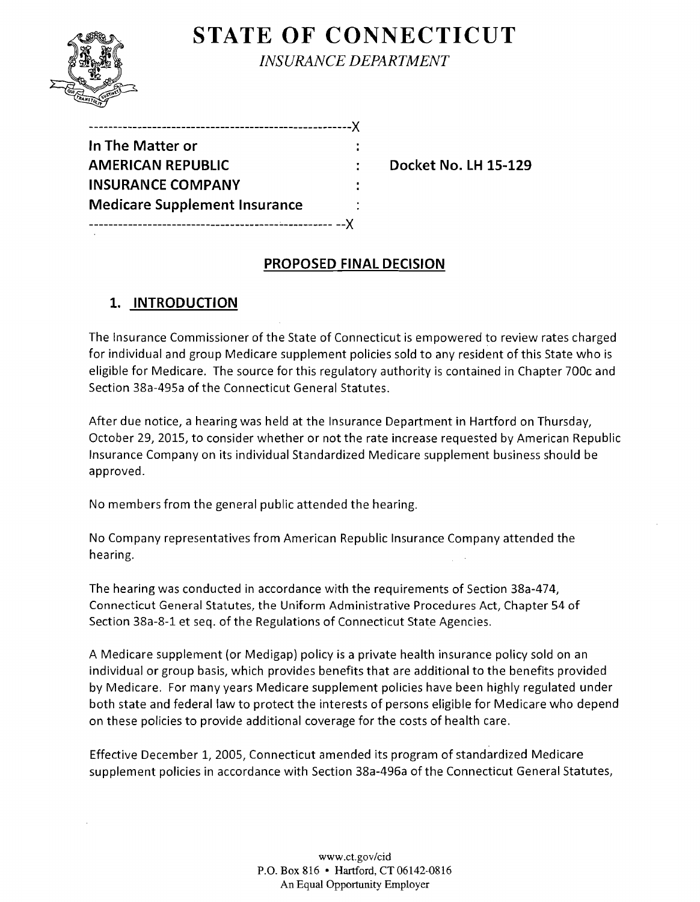# STATE OF CONNECTICUT

*INSURANCE DEPARTMENT*

```
-----------------------------------------------------X
In The Matter or                                     :
AMERICAN REPUBLIC                                    :    Docket No. LH 15-129
INSURANCE COMPANY                                    :
Medicare Supplement Insurance                        :
--------------------------------------------------- --X
```

## PROPOSED FINAL DECISION

### 1. INTRODUCTION

The Insurance Commissioner of the State of Connecticut is empowered to review rates charged for individual and group Medicare supplement policies sold to any resident of this State who is eligible for Medicare. The source for this regulatory authority is contained in Chapter 700c and Section 38a-495a of the Connecticut General Statutes.

After due notice, a hearing was held at the Insurance Department in Hartford on Thursday, October 29, 2015, to consider whether or not the rate increase requested by American Republic Insurance Company on its individual Standardized Medicare supplement business should be approved.

No members from the general public attended the hearing.

No Company representatives from American Republic Insurance Company attended the hearing.

The hearing was conducted in accordance with the requirements of Section 38a-474, Connecticut General Statutes, the Uniform Administrative Procedures Act, Chapter 54 of Section 38a-8-1 et seq. of the Regulations of Connecticut State Agencies.

A Medicare supplement (or Medigap) policy is a private health insurance policy sold on an individual or group basis, which provides benefits that are additional to the benefits provided by Medicare. For many years Medicare supplement policies have been highly regulated under both state and federal law to protect the interests of persons eligible for Medicare who depend on these policies to provide additional coverage for the costs of health care.

Effective December 1, 2005, Connecticut amended its program of standardized Medicare supplement policies in accordance with Section 38a-496a of the Connecticut General Statutes,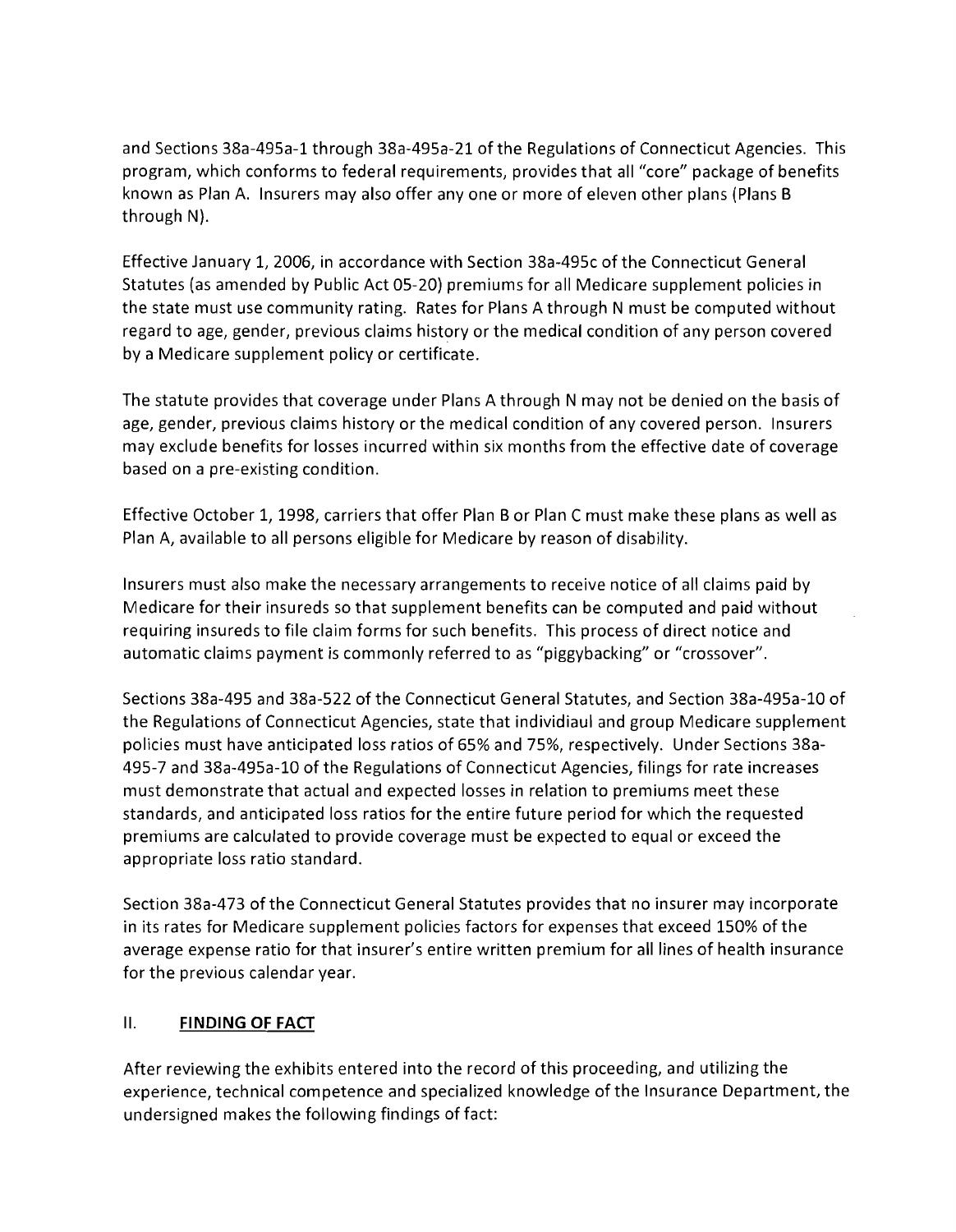and Sections 38a-495a-1 through 38a-495a-21 of the Regulations of Connecticut Agencies. This program, which conforms to federal requirements, provides that all "core" package of benefits known as Plan A. Insurers may also offer any one or more of eleven other plans (Plans B through N).

Effective January 1, 2006, in accordance with Section 38a-495c of the Connecticut General Statutes (as amended by Public Act 05-20) premiums for all Medicare supplement policies in the state must use community rating. Rates for Plans A through N must be computed without regard to age, gender, previous claims history or the medical condition of any person covered by a Medicare supplement policy or certificate.

The statute provides that coverage under Plans A through N may not be denied on the basis of age, gender, previous claims history or the medical condition of any covered person. Insurers may exclude benefits for losses incurred within six months from the effective date of coverage based on a pre-existing condition.

Effective October 1, 1998, carriers that offer Plan B or Plan C must make these plans as well as Plan A, available to all persons eligible for Medicare by reason of disability.

Insurers must also make the necessary arrangements to receive notice of all claims paid by Medicare for their insureds so that supplement benefits can be computed and paid without requiring insureds to file claim forms for such benefits. This process of direct notice and automatic claims payment is commonly referred to as "piggybacking" or "crossover".

Sections 38a-495 and 38a-522 of the Connecticut General Statutes, and Section 38a-495a-10 of the Regulations of Connecticut Agencies, state that individiaul and group Medicare supplement policies must have anticipated loss ratios of 65% and 75%, respectively. Under Sections 38a-495-7 and 38a-495a-10 of the Regulations of Connecticut Agencies, filings for rate increases must demonstrate that actual and expected losses in relation to premiums meet these standards, and anticipated loss ratios for the entire future period for which the requested premiums are calculated to provide coverage must be expected to equal or exceed the appropriate loss ratio standard.

Section 38a-473 of the Connecticut General Statutes provides that no insurer may incorporate in its rates for Medicare supplement policies factors for expenses that exceed 150% of the average expense ratio for that insurer's entire written premium for all lines of health insurance for the previous calendar year.

## II. **FINDING OF FACT**

After reviewing the exhibits entered into the record of this proceeding, and utilizing the experience, technical competence and specialized knowledge of the Insurance Department, the undersigned makes the following findings of fact: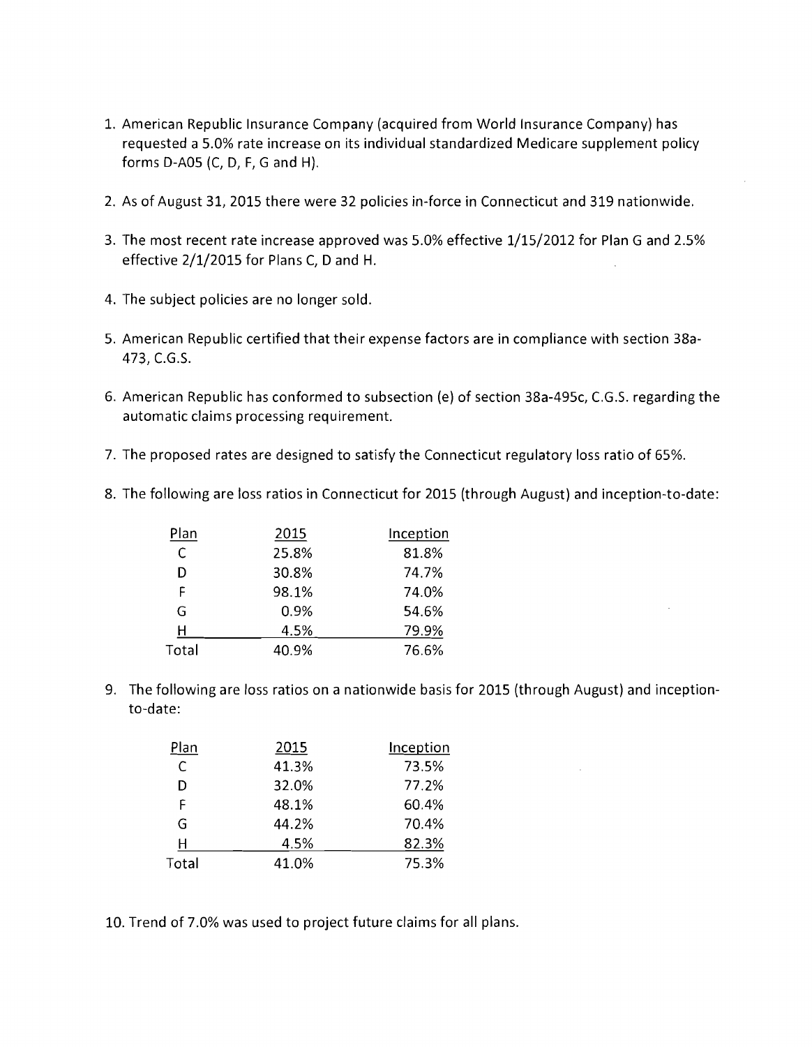1. American Republic Insurance Company (acquired from World Insurance Company) has requested a 5.0% rate increase on its individual standardized Medicare supplement policy forms D-A05 (C, D, F, G and H).

2. As of August 31, 2015 there were 32 policies in-force in Connecticut and 319 nationwide.

3. The most recent rate increase approved was 5.0% effective 1/15/2012 for Plan G and 2.5% effective 2/1/2015 for Plans C, D and H.

4. The subject policies are no longer sold.

5. American Republic certified that their expense factors are in compliance with section 38a-473, C.G.S.

6. American Republic has conformed to subsection (e) of section 38a-495c, C.G.S. regarding the automatic claims processing requirement.

7. The proposed rates are designed to satisfy the Connecticut regulatory loss ratio of 65%.

8. The following are loss ratios in Connecticut for 2015 (through August) and inception-to-date:

| Plan | 2015 | Inception |
|---|---|---|
| C | 25.8% | 81.8% |
| D | 30.8% | 74.7% |
| F | 98.1% | 74.0% |
| G | 0.9% | 54.6% |
| H | 4.5% | 79.9% |
| Total | 40.9% | 76.6% |

9. The following are loss ratios on a nationwide basis for 2015 (through August) and inception-to-date:

| Plan | 2015 | Inception |
|---|---|---|
| C | 41.3% | 73.5% |
| D | 32.0% | 77.2% |
| F | 48.1% | 60.4% |
| G | 44.2% | 70.4% |
| H | 4.5% | 82.3% |
| Total | 41.0% | 75.3% |

10. Trend of 7.0% was used to project future claims for all plans.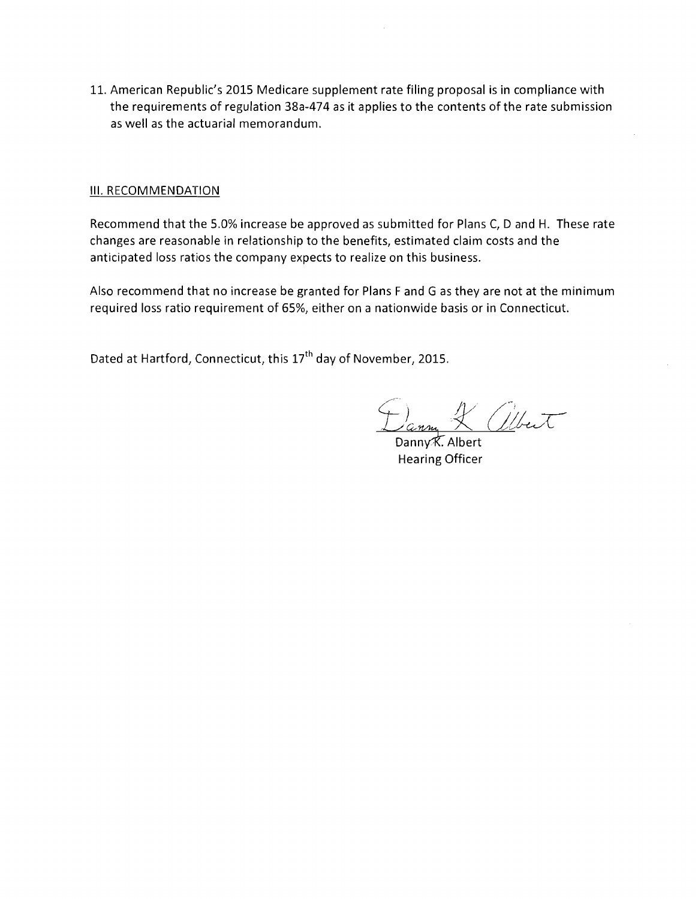11. American Republic's 2015 Medicare supplement rate filing proposal is in compliance with the requirements of regulation 38a-474 as it applies to the contents of the rate submission as well as the actuarial memorandum.

## III. RECOMMENDATION

Recommend that the 5.0% increase be approved as submitted for Plans C, D and H. These rate changes are reasonable in relationship to the benefits, estimated claim costs and the anticipated loss ratios the company expects to realize on this business.

Also recommend that no increase be granted for Plans F and G as they are not at the minimum required loss ratio requirement of 65%, either on a nationwide basis or in Connecticut.

Dated at Hartford, Connecticut, this 17th day of November, 2015.

Danny K. Albert

Danny K. Albert
Hearing Officer